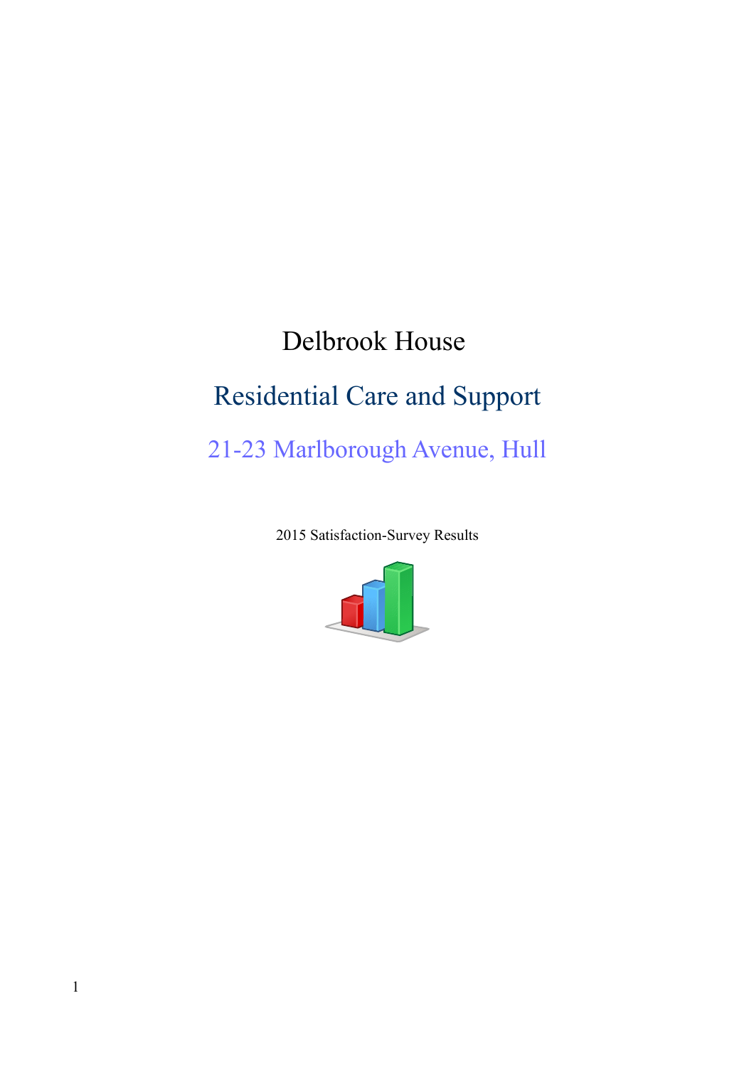# Delbrook House

## Residential Care and Support

### 21-23 Marlborough Avenue, Hull

2015 Satisfaction-Survey Results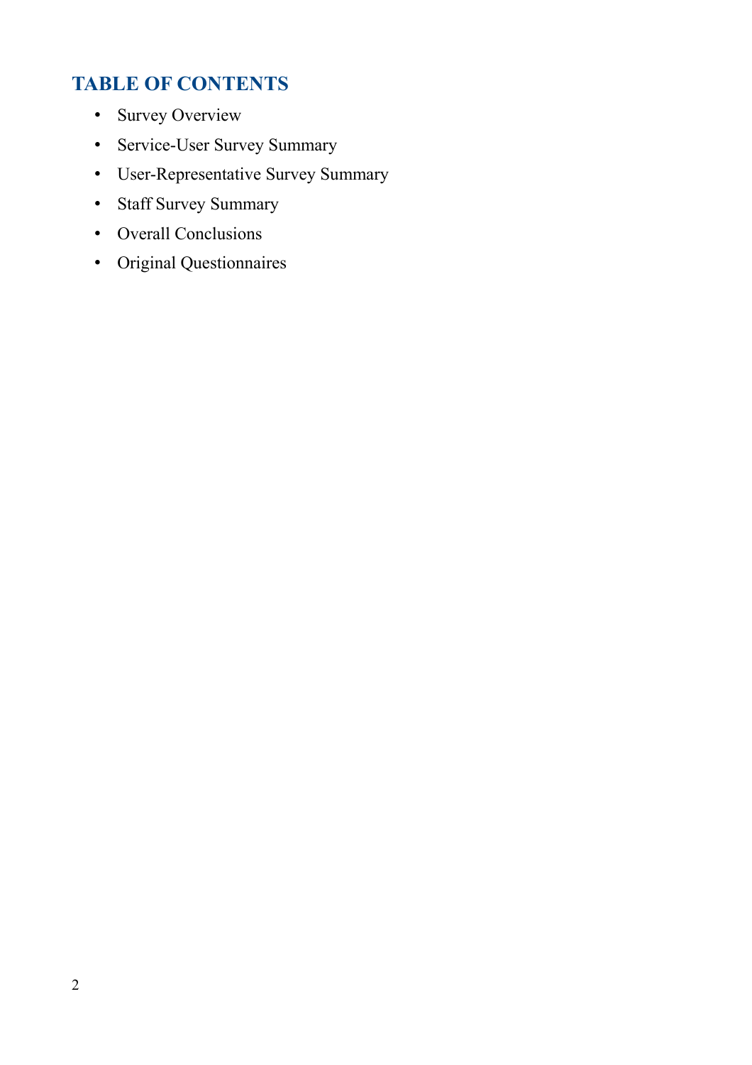## TABLE OF CONTENTS

- Survey Overview
- Service-User Survey Summary
- User-Representative Survey Summary
- Staff Survey Summary
- Overall Conclusions
- Original Questionnaires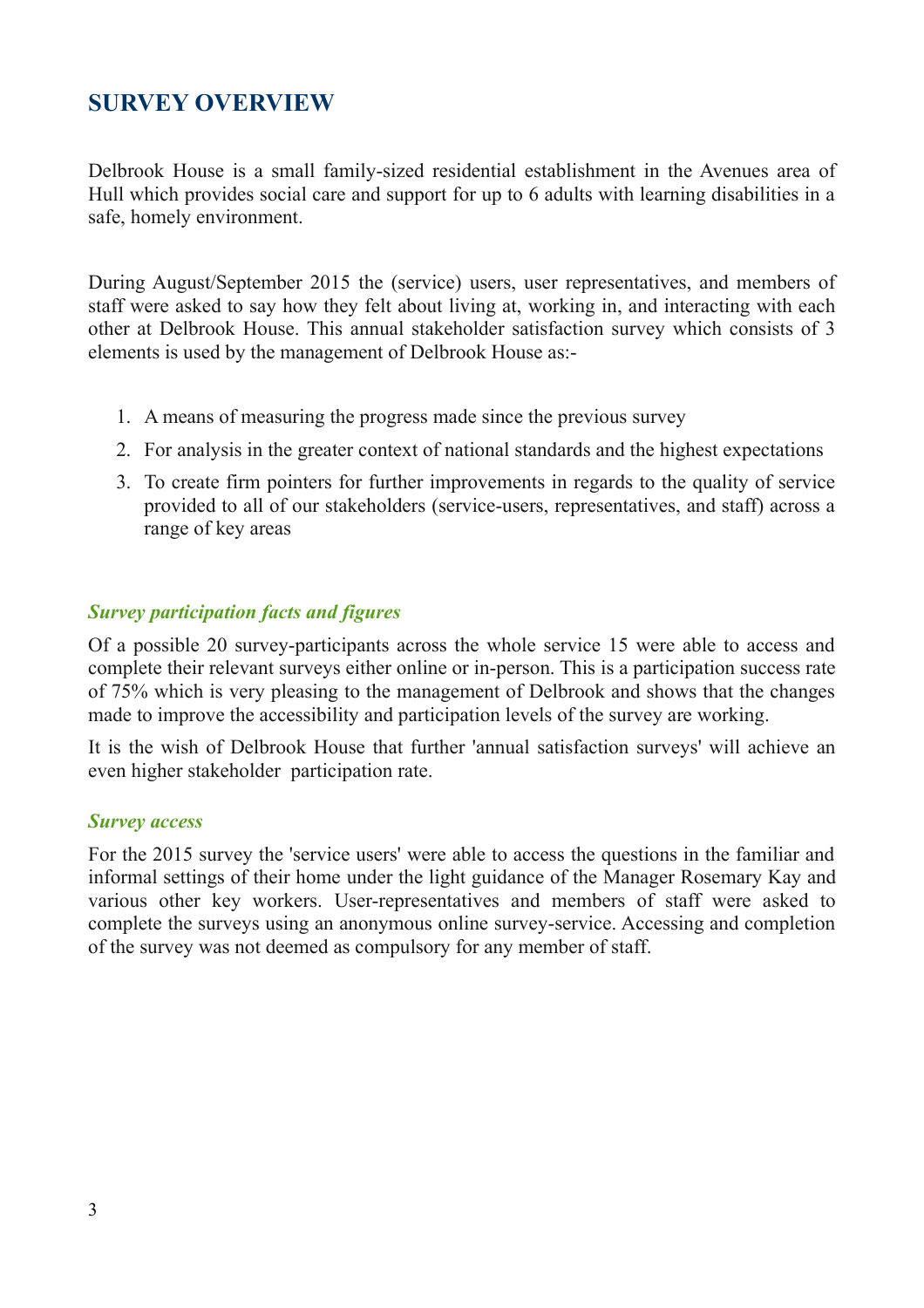## SURVEY OVERVIEW

Delbrook House is a small family-sized residential establishment in the Avenues area of Hull which provides social care and support for up to 6 adults with learning disabilities in a safe, homely environment.

During August/September 2015 the (service) users, user representatives, and members of staff were asked to say how they felt about living at, working in, and interacting with each other at Delbrook House. This annual stakeholder satisfaction survey which consists of 3 elements is used by the management of Delbrook House as:-

1. A means of measuring the progress made since the previous survey
2. For analysis in the greater context of national standards and the highest expectations
3. To create firm pointers for further improvements in regards to the quality of service provided to all of our stakeholders (service-users, representatives, and staff) across a range of key areas

### *Survey participation facts and figures*

Of a possible 20 survey-participants across the whole service 15 were able to access and complete their relevant surveys either online or in-person. This is a participation success rate of 75% which is very pleasing to the management of Delbrook and shows that the changes made to improve the accessibility and participation levels of the survey are working.

It is the wish of Delbrook House that further 'annual satisfaction surveys' will achieve an even higher stakeholder participation rate.

### *Survey access*

For the 2015 survey the 'service users' were able to access the questions in the familiar and informal settings of their home under the light guidance of the Manager Rosemary Kay and various other key workers. User-representatives and members of staff were asked to complete the surveys using an anonymous online survey-service. Accessing and completion of the survey was not deemed as compulsory for any member of staff.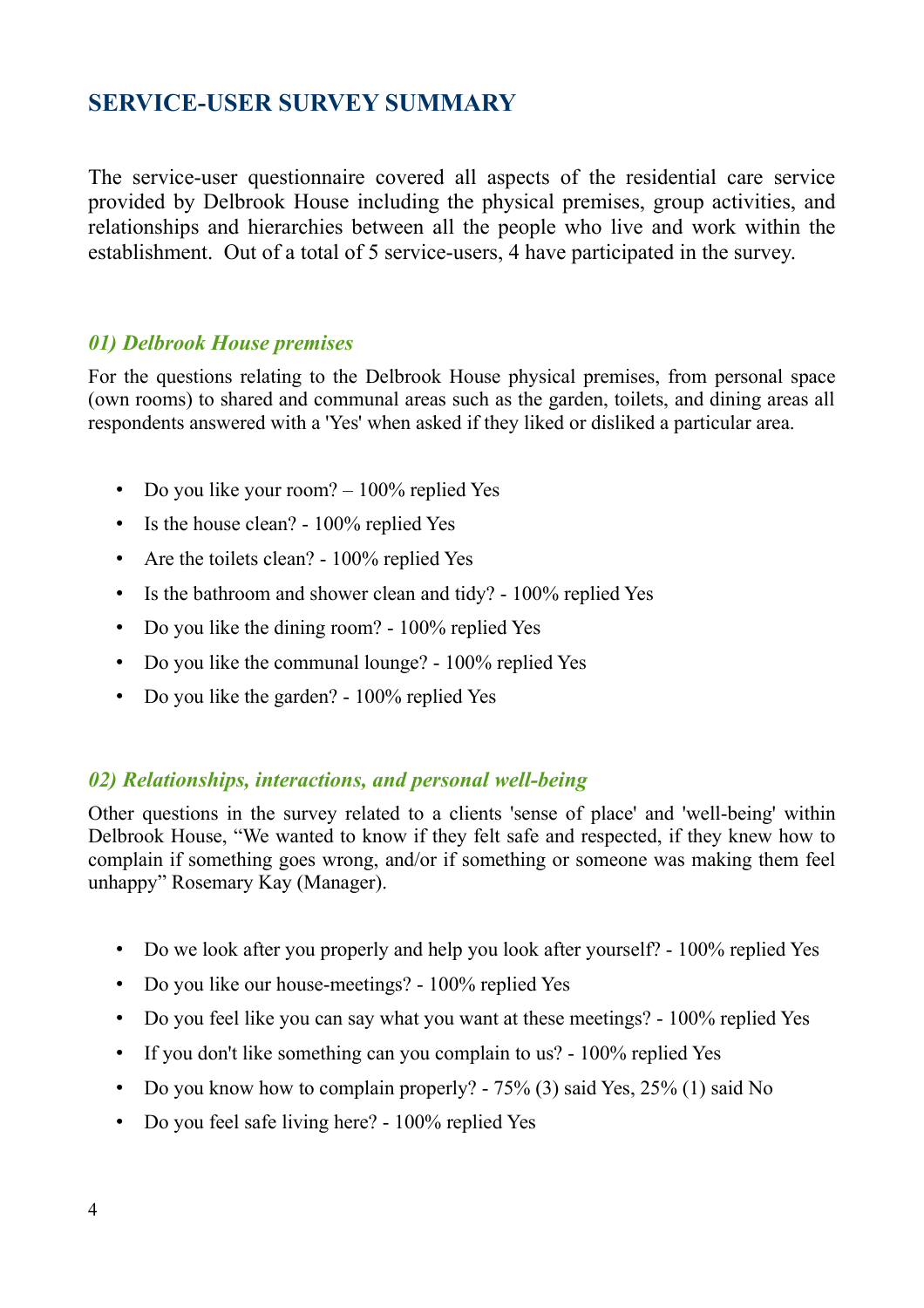# SERVICE-USER SURVEY SUMMARY

The service-user questionnaire covered all aspects of the residential care service provided by Delbrook House including the physical premises, group activities, and relationships and hierarchies between all the people who live and work within the establishment. Out of a total of 5 service-users, 4 have participated in the survey.

### *01) Delbrook House premises*

For the questions relating to the Delbrook House physical premises, from personal space (own rooms) to shared and communal areas such as the garden, toilets, and dining areas all respondents answered with a 'Yes' when asked if they liked or disliked a particular area.

- Do you like your room? – 100% replied Yes
- Is the house clean? - 100% replied Yes
- Are the toilets clean? - 100% replied Yes
- Is the bathroom and shower clean and tidy? - 100% replied Yes
- Do you like the dining room? - 100% replied Yes
- Do you like the communal lounge? - 100% replied Yes
- Do you like the garden? - 100% replied Yes

### *02) Relationships, interactions, and personal well-being*

Other questions in the survey related to a clients 'sense of place' and 'well-being' within Delbrook House, “We wanted to know if they felt safe and respected, if they knew how to complain if something goes wrong, and/or if something or someone was making them feel unhappy” Rosemary Kay (Manager).

- Do we look after you properly and help you look after yourself? - 100% replied Yes
- Do you like our house-meetings? - 100% replied Yes
- Do you feel like you can say what you want at these meetings? - 100% replied Yes
- If you don't like something can you complain to us? - 100% replied Yes
- Do you know how to complain properly? - 75% (3) said Yes, 25% (1) said No
- Do you feel safe living here? - 100% replied Yes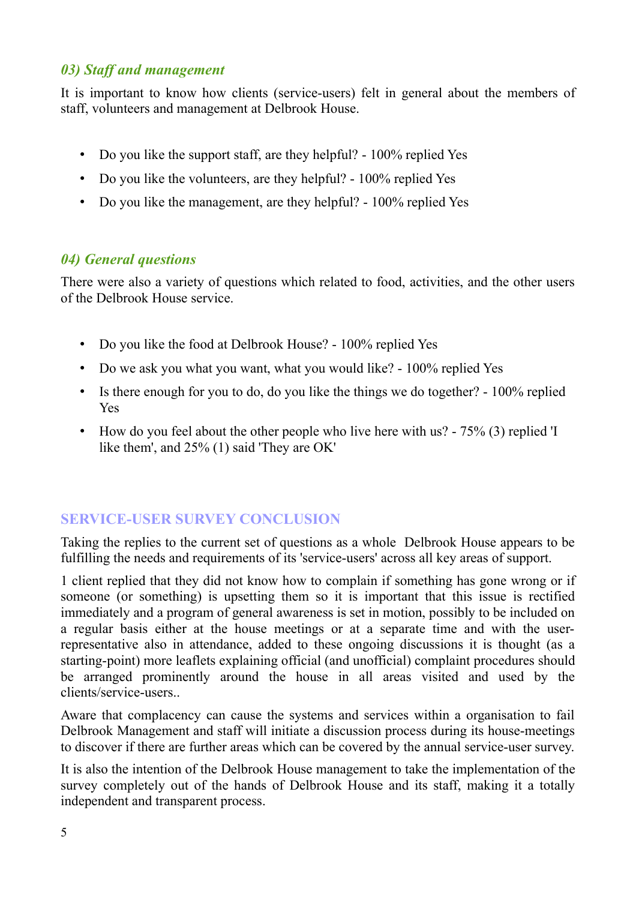### *03) Staff and management*

It is important to know how clients (service-users) felt in general about the members of staff, volunteers and management at Delbrook House.

- Do you like the support staff, are they helpful? - 100% replied Yes
- Do you like the volunteers, are they helpful? - 100% replied Yes
- Do you like the management, are they helpful? - 100% replied Yes

### *04) General questions*

There were also a variety of questions which related to food, activities, and the other users of the Delbrook House service.

- Do you like the food at Delbrook House? - 100% replied Yes
- Do we ask you what you want, what you would like? - 100% replied Yes
- Is there enough for you to do, do you like the things we do together? - 100% replied Yes
- How do you feel about the other people who live here with us? - 75% (3) replied 'I like them', and 25% (1) said 'They are OK'

## SERVICE-USER SURVEY CONCLUSION

Taking the replies to the current set of questions as a whole  Delbrook House appears to be fulfilling the needs and requirements of its 'service-users' across all key areas of support.

1 client replied that they did not know how to complain if something has gone wrong or if someone (or something) is upsetting them so it is important that this issue is rectified immediately and a program of general awareness is set in motion, possibly to be included on a regular basis either at the house meetings or at a separate time and with the user-representative also in attendance, added to these ongoing discussions it is thought (as a starting-point) more leaflets explaining official (and unofficial) complaint procedures should be arranged prominently around the house in all areas visited and used by the clients/service-users..

Aware that complacency can cause the systems and services within a organisation to fail Delbrook Management and staff will initiate a discussion process during its house-meetings to discover if there are further areas which can be covered by the annual service-user survey.

It is also the intention of the Delbrook House management to take the implementation of the survey completely out of the hands of Delbrook House and its staff, making it a totally independent and transparent process.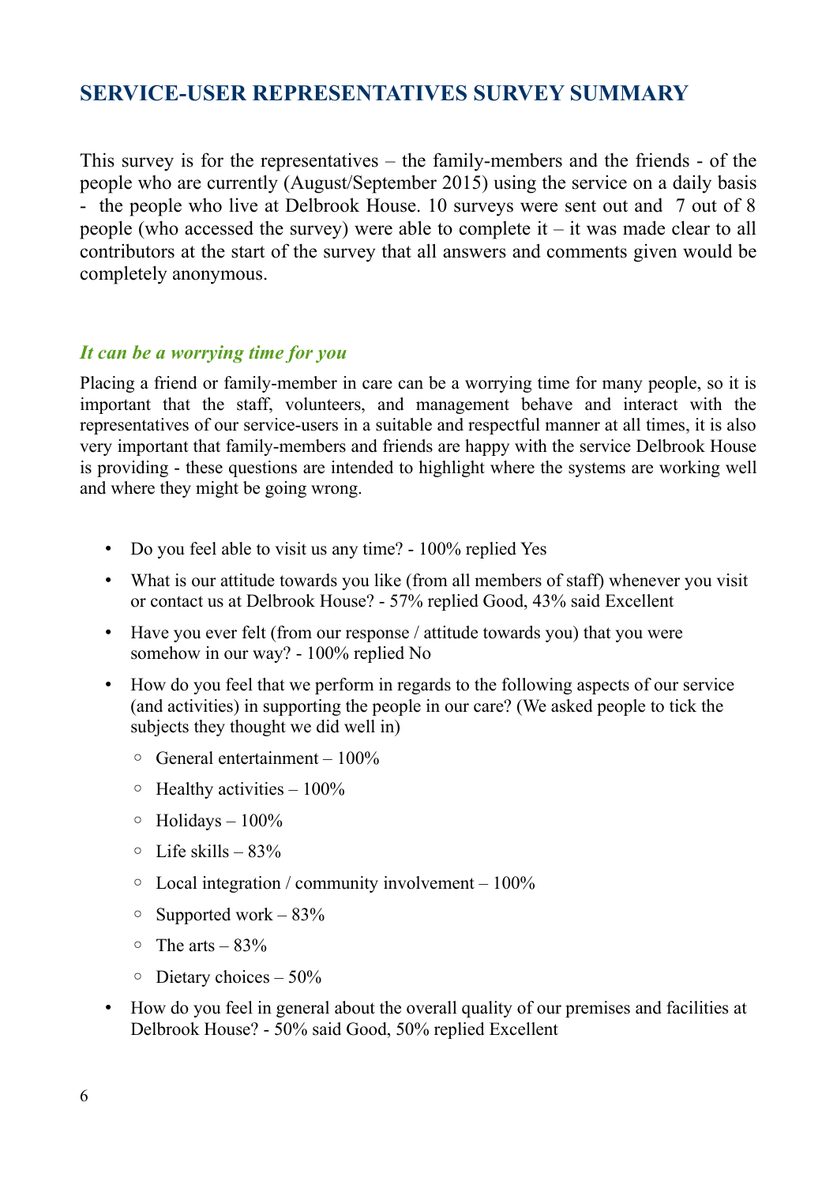## SERVICE-USER REPRESENTATIVES SURVEY SUMMARY

This survey is for the representatives – the family-members and the friends - of the people who are currently (August/September 2015) using the service on a daily basis - the people who live at Delbrook House. 10 surveys were sent out and 7 out of 8 people (who accessed the survey) were able to complete it – it was made clear to all contributors at the start of the survey that all answers and comments given would be completely anonymous.

### *It can be a worrying time for you*

Placing a friend or family-member in care can be a worrying time for many people, so it is important that the staff, volunteers, and management behave and interact with the representatives of our service-users in a suitable and respectful manner at all times, it is also very important that family-members and friends are happy with the service Delbrook House is providing - these questions are intended to highlight where the systems are working well and where they might be going wrong.

- Do you feel able to visit us any time? - 100% replied Yes
- What is our attitude towards you like (from all members of staff) whenever you visit or contact us at Delbrook House? - 57% replied Good, 43% said Excellent
- Have you ever felt (from our response / attitude towards you) that you were somehow in our way? - 100% replied No
- How do you feel that we perform in regards to the following aspects of our service (and activities) in supporting the people in our care? (We asked people to tick the subjects they thought we did well in)
  - General entertainment – 100%
  - Healthy activities – 100%
  - Holidays – 100%
  - Life skills – 83%
  - Local integration / community involvement – 100%
  - Supported work – 83%
  - The arts – 83%
  - Dietary choices – 50%
- How do you feel in general about the overall quality of our premises and facilities at Delbrook House? - 50% said Good, 50% replied Excellent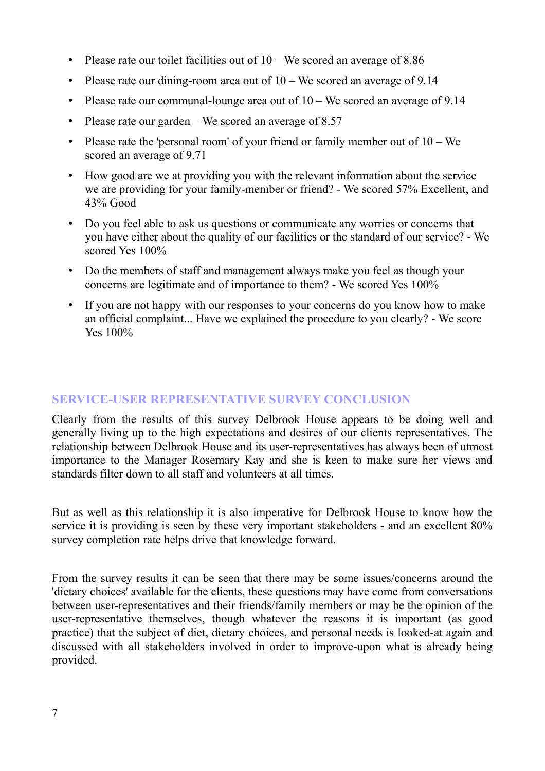- Please rate our toilet facilities out of 10 – We scored an average of 8.86
- Please rate our dining-room area out of 10 – We scored an average of 9.14
- Please rate our communal-lounge area out of 10 – We scored an average of 9.14
- Please rate our garden – We scored an average of 8.57
- Please rate the 'personal room' of your friend or family member out of 10 – We scored an average of 9.71
- How good are we at providing you with the relevant information about the service we are providing for your family-member or friend? - We scored 57% Excellent, and 43% Good
- Do you feel able to ask us questions or communicate any worries or concerns that you have either about the quality of our facilities or the standard of our service? - We scored Yes 100%
- Do the members of staff and management always make you feel as though your concerns are legitimate and of importance to them? - We scored Yes 100%
- If you are not happy with our responses to your concerns do you know how to make an official complaint... Have we explained the procedure to you clearly? - We score Yes 100%

## SERVICE-USER REPRESENTATIVE SURVEY CONCLUSION

Clearly from the results of this survey Delbrook House appears to be doing well and generally living up to the high expectations and desires of our clients representatives. The relationship between Delbrook House and its user-representatives has always been of utmost importance to the Manager Rosemary Kay and she is keen to make sure her views and standards filter down to all staff and volunteers at all times.

But as well as this relationship it is also imperative for Delbrook House to know how the service it is providing is seen by these very important stakeholders - and an excellent 80% survey completion rate helps drive that knowledge forward.

From the survey results it can be seen that there may be some issues/concerns around the 'dietary choices' available for the clients, these questions may have come from conversations between user-representatives and their friends/family members or may be the opinion of the user-representative themselves, though whatever the reasons it is important (as good practice) that the subject of diet, dietary choices, and personal needs is looked-at again and discussed with all stakeholders involved in order to improve-upon what is already being provided.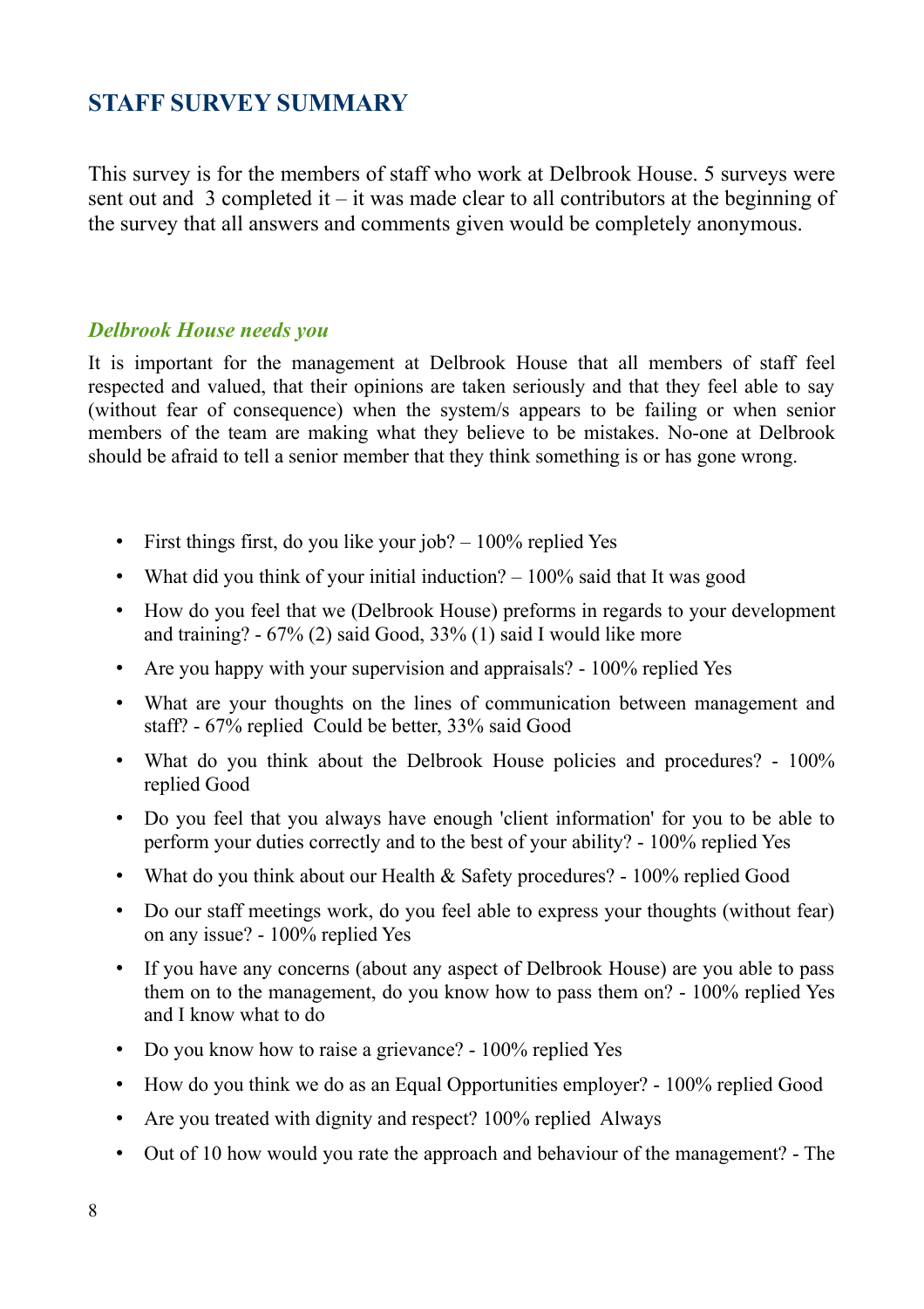## STAFF SURVEY SUMMARY

This survey is for the members of staff who work at Delbrook House. 5 surveys were sent out and 3 completed it – it was made clear to all contributors at the beginning of the survey that all answers and comments given would be completely anonymous.

### *Delbrook House needs you*

It is important for the management at Delbrook House that all members of staff feel respected and valued, that their opinions are taken seriously and that they feel able to say (without fear of consequence) when the system/s appears to be failing or when senior members of the team are making what they believe to be mistakes. No-one at Delbrook should be afraid to tell a senior member that they think something is or has gone wrong.

- First things first, do you like your job? – 100% replied Yes
- What did you think of your initial induction? – 100% said that It was good
- How do you feel that we (Delbrook House) preforms in regards to your development and training? - 67% (2) said Good, 33% (1) said I would like more
- Are you happy with your supervision and appraisals? - 100% replied Yes
- What are your thoughts on the lines of communication between management and staff? - 67% replied Could be better, 33% said Good
- What do you think about the Delbrook House policies and procedures? - 100% replied Good
- Do you feel that you always have enough 'client information' for you to be able to perform your duties correctly and to the best of your ability? - 100% replied Yes
- What do you think about our Health & Safety procedures? - 100% replied Good
- Do our staff meetings work, do you feel able to express your thoughts (without fear) on any issue? - 100% replied Yes
- If you have any concerns (about any aspect of Delbrook House) are you able to pass them on to the management, do you know how to pass them on? - 100% replied Yes and I know what to do
- Do you know how to raise a grievance? - 100% replied Yes
- How do you think we do as an Equal Opportunities employer? - 100% replied Good
- Are you treated with dignity and respect? 100% replied Always
- Out of 10 how would you rate the approach and behaviour of the management? - The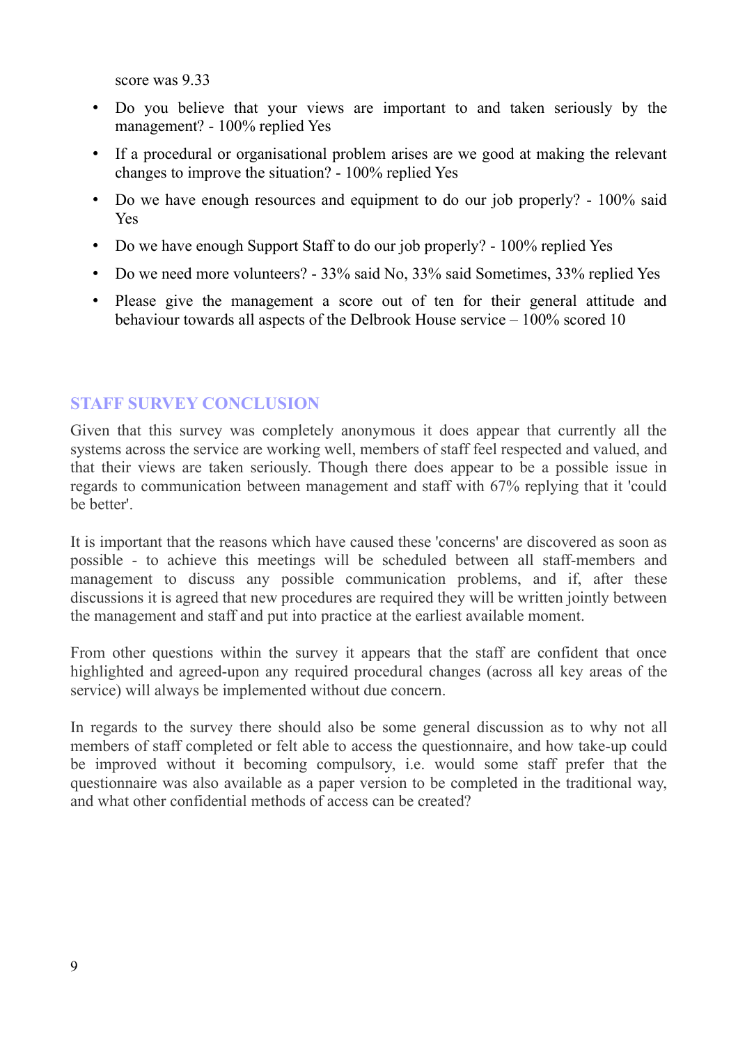score was 9.33

- Do you believe that your views are important to and taken seriously by the management? - 100% replied Yes
- If a procedural or organisational problem arises are we good at making the relevant changes to improve the situation? - 100% replied Yes
- Do we have enough resources and equipment to do our job properly? - 100% said Yes
- Do we have enough Support Staff to do our job properly? - 100% replied Yes
- Do we need more volunteers? - 33% said No, 33% said Sometimes, 33% replied Yes
- Please give the management a score out of ten for their general attitude and behaviour towards all aspects of the Delbrook House service – 100% scored 10

## STAFF SURVEY CONCLUSION

Given that this survey was completely anonymous it does appear that currently all the systems across the service are working well, members of staff feel respected and valued, and that their views are taken seriously. Though there does appear to be a possible issue in regards to communication between management and staff with 67% replying that it 'could be better'.

It is important that the reasons which have caused these 'concerns' are discovered as soon as possible - to achieve this meetings will be scheduled between all staff-members and management to discuss any possible communication problems, and if, after these discussions it is agreed that new procedures are required they will be written jointly between the management and staff and put into practice at the earliest available moment.

From other questions within the survey it appears that the staff are confident that once highlighted and agreed-upon any required procedural changes (across all key areas of the service) will always be implemented without due concern.

In regards to the survey there should also be some general discussion as to why not all members of staff completed or felt able to access the questionnaire, and how take-up could be improved without it becoming compulsory, i.e. would some staff prefer that the questionnaire was also available as a paper version to be completed in the traditional way, and what other confidential methods of access can be created?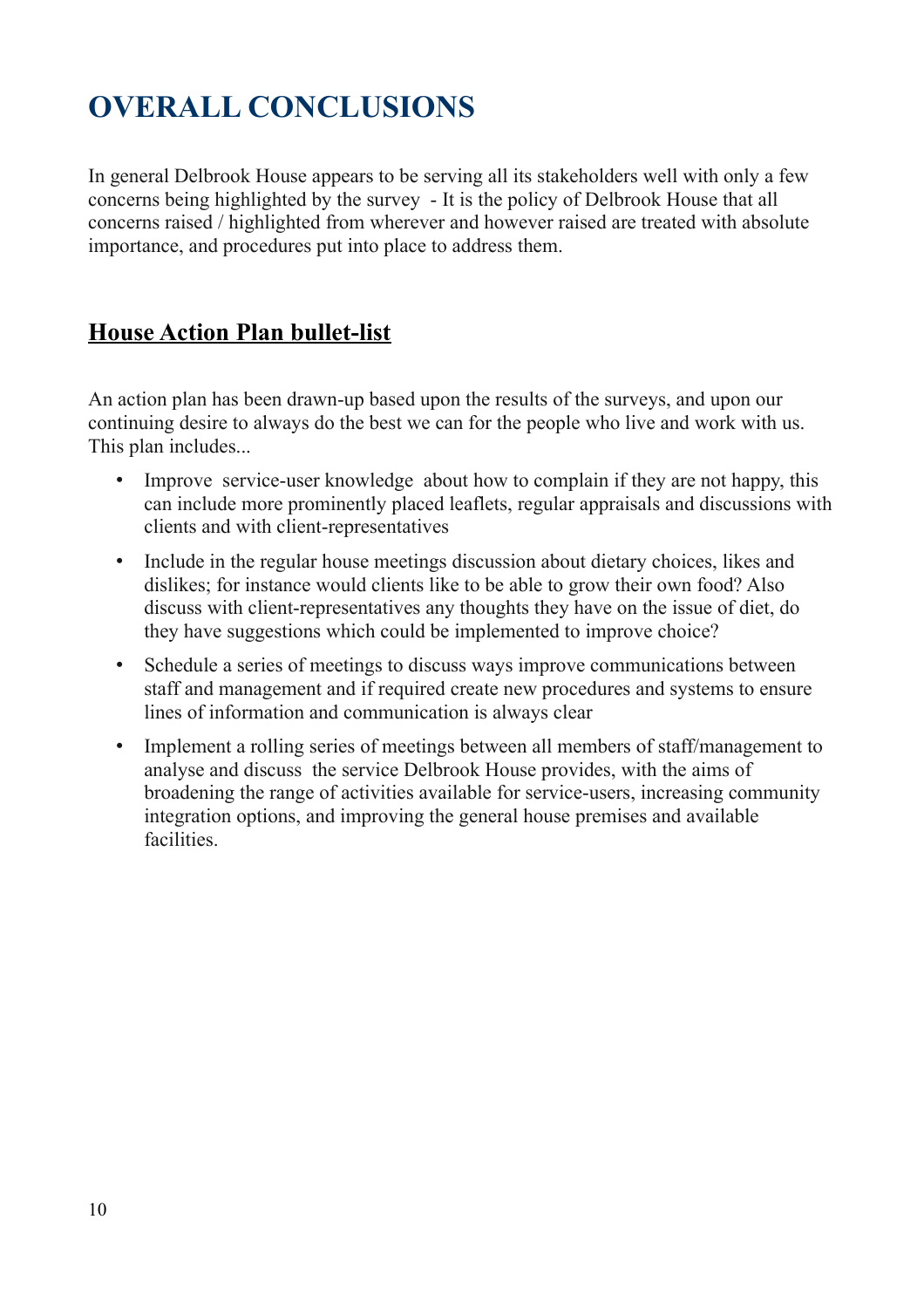# OVERALL CONCLUSIONS

In general Delbrook House appears to be serving all its stakeholders well with only a few concerns being highlighted by the survey - It is the policy of Delbrook House that all concerns raised / highlighted from wherever and however raised are treated with absolute importance, and procedures put into place to address them.

## House Action Plan bullet-list

An action plan has been drawn-up based upon the results of the surveys, and upon our continuing desire to always do the best we can for the people who live and work with us. This plan includes...

- Improve service-user knowledge about how to complain if they are not happy, this can include more prominently placed leaflets, regular appraisals and discussions with clients and with client-representatives
- Include in the regular house meetings discussion about dietary choices, likes and dislikes; for instance would clients like to be able to grow their own food? Also discuss with client-representatives any thoughts they have on the issue of diet, do they have suggestions which could be implemented to improve choice?
- Schedule a series of meetings to discuss ways improve communications between staff and management and if required create new procedures and systems to ensure lines of information and communication is always clear
- Implement a rolling series of meetings between all members of staff/management to analyse and discuss the service Delbrook House provides, with the aims of broadening the range of activities available for service-users, increasing community integration options, and improving the general house premises and available facilities.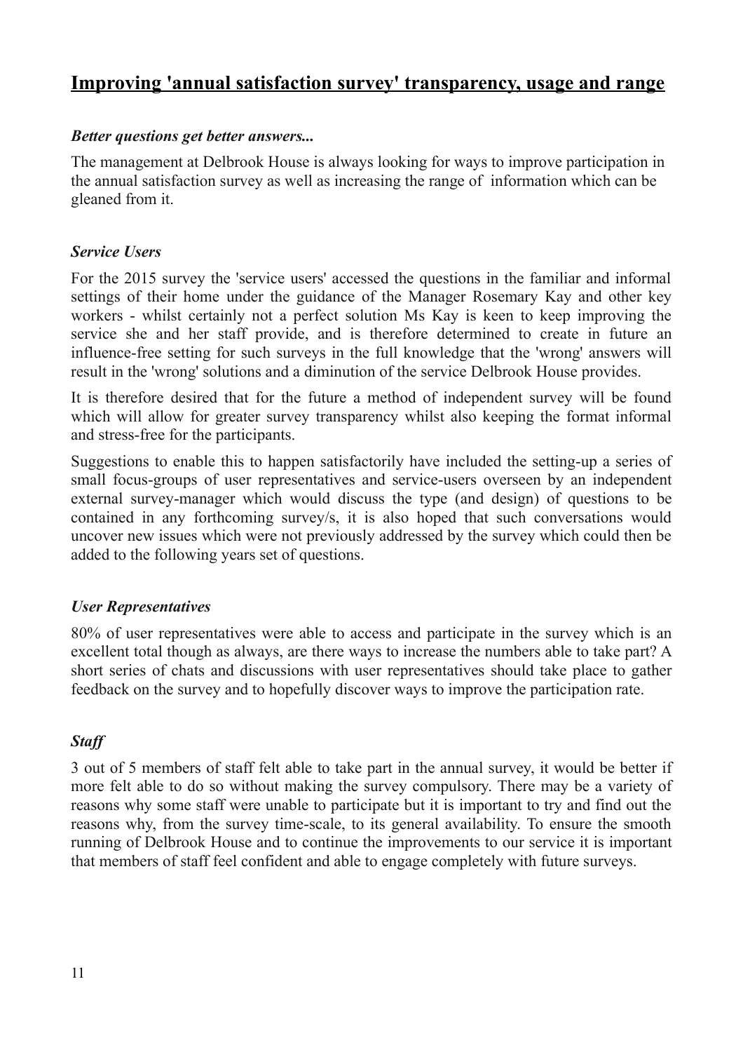## Improving 'annual satisfaction survey' transparency, usage and range

***Better questions get better answers...***

The management at Delbrook House is always looking for ways to improve participation in the annual satisfaction survey as well as increasing the range of information which can be gleaned from it.

***Service Users***

For the 2015 survey the 'service users' accessed the questions in the familiar and informal settings of their home under the guidance of the Manager Rosemary Kay and other key workers - whilst certainly not a perfect solution Ms Kay is keen to keep improving the service she and her staff provide, and is therefore determined to create in future an influence-free setting for such surveys in the full knowledge that the 'wrong' answers will result in the 'wrong' solutions and a diminution of the service Delbrook House provides.

It is therefore desired that for the future a method of independent survey will be found which will allow for greater survey transparency whilst also keeping the format informal and stress-free for the participants.

Suggestions to enable this to happen satisfactorily have included the setting-up a series of small focus-groups of user representatives and service-users overseen by an independent external survey-manager which would discuss the type (and design) of questions to be contained in any forthcoming survey/s, it is also hoped that such conversations would uncover new issues which were not previously addressed by the survey which could then be added to the following years set of questions.

***User Representatives***

80% of user representatives were able to access and participate in the survey which is an excellent total though as always, are there ways to increase the numbers able to take part? A short series of chats and discussions with user representatives should take place to gather feedback on the survey and to hopefully discover ways to improve the participation rate.

***Staff***

3 out of 5 members of staff felt able to take part in the annual survey, it would be better if more felt able to do so without making the survey compulsory. There may be a variety of reasons why some staff were unable to participate but it is important to try and find out the reasons why, from the survey time-scale, to its general availability. To ensure the smooth running of Delbrook House and to continue the improvements to our service it is important that members of staff feel confident and able to engage completely with future surveys.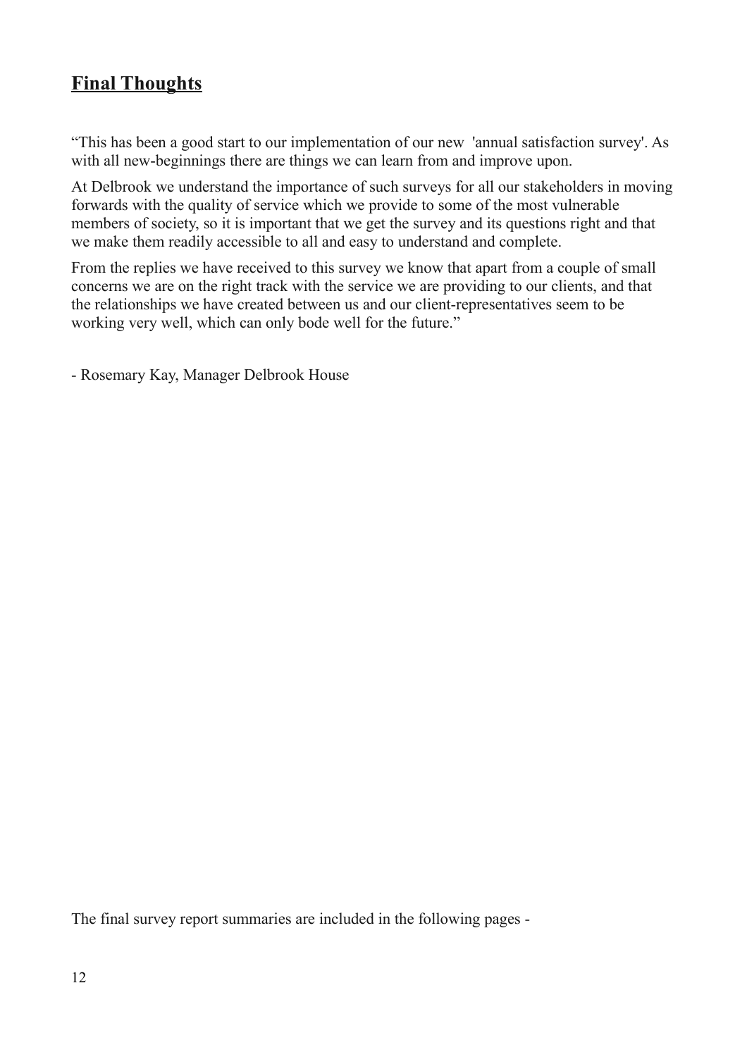## **Final Thoughts**

"This has been a good start to our implementation of our new 'annual satisfaction survey'. As with all new-beginnings there are things we can learn from and improve upon.

At Delbrook we understand the importance of such surveys for all our stakeholders in moving forwards with the quality of service which we provide to some of the most vulnerable members of society, so it is important that we get the survey and its questions right and that we make them readily accessible to all and easy to understand and complete.

From the replies we have received to this survey we know that apart from a couple of small concerns we are on the right track with the service we are providing to our clients, and that the relationships we have created between us and our client-representatives seem to be working very well, which can only bode well for the future."

- Rosemary Kay, Manager Delbrook House

The final survey report summaries are included in the following pages -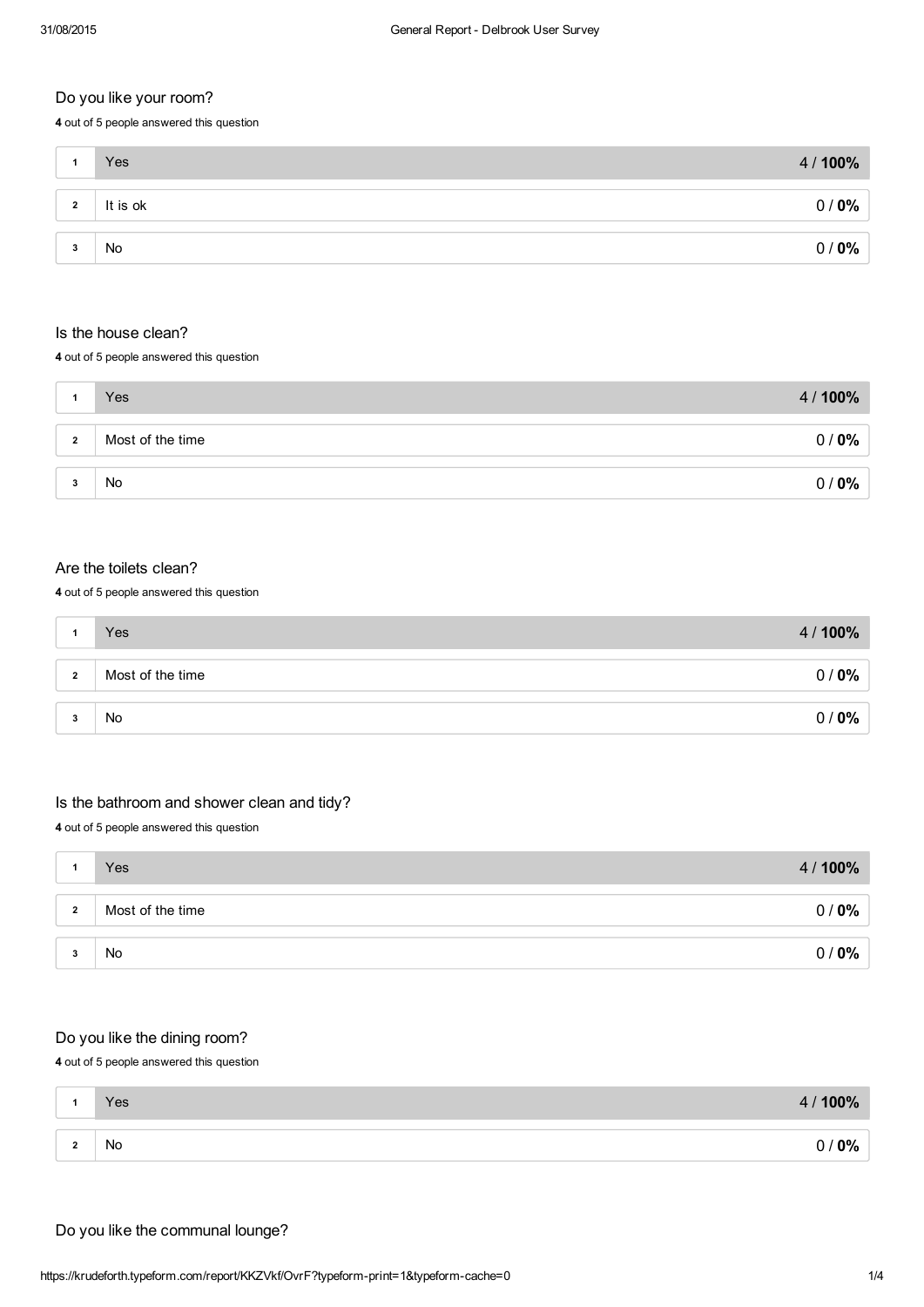### Do you like your room?

**4** out of 5 people answered this question

| # | Answer | Result |
|---|---|---|
| 1 | Yes | 4 / **100%** |
| 2 | It is ok | 0 / **0%** |
| 3 | No | 0 / **0%** |

### Is the house clean?

**4** out of 5 people answered this question

| # | Answer | Result |
|---|---|---|
| 1 | Yes | 4 / **100%** |
| 2 | Most of the time | 0 / **0%** |
| 3 | No | 0 / **0%** |

### Are the toilets clean?

**4** out of 5 people answered this question

| # | Answer | Result |
|---|---|---|
| 1 | Yes | 4 / **100%** |
| 2 | Most of the time | 0 / **0%** |
| 3 | No | 0 / **0%** |

### Is the bathroom and shower clean and tidy?

**4** out of 5 people answered this question

| # | Answer | Result |
|---|---|---|
| 1 | Yes | 4 / **100%** |
| 2 | Most of the time | 0 / **0%** |
| 3 | No | 0 / **0%** |

### Do you like the dining room?

**4** out of 5 people answered this question

| # | Answer | Result |
|---|---|---|
| 1 | Yes | 4 / **100%** |
| 2 | No | 0 / **0%** |

### Do you like the communal lounge?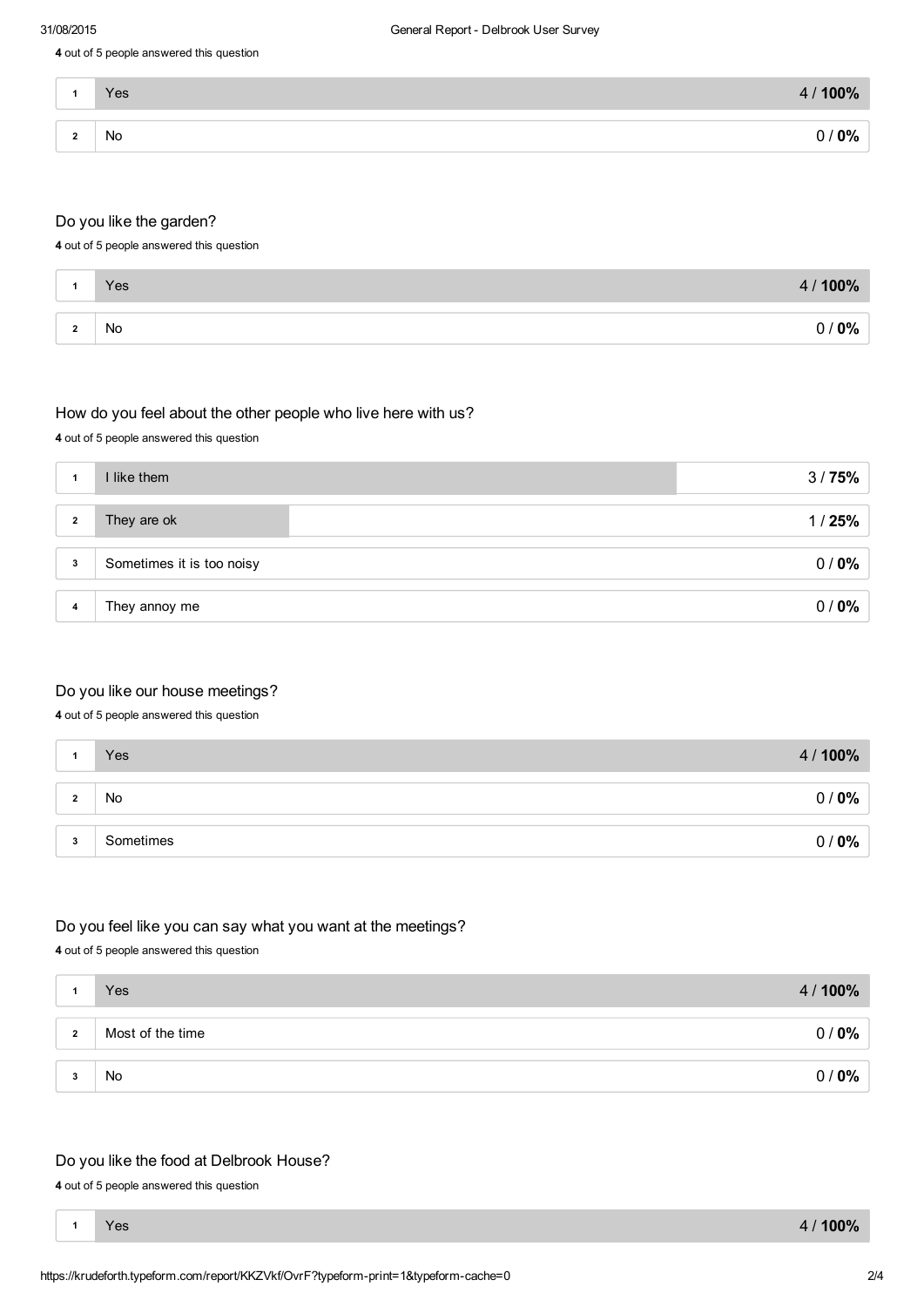**4** out of 5 people answered this question

| # | Answer | Count / % |
|---|---|---|
| 1 | Yes | 4 / **100%** |
| 2 | No | 0 / **0%** |

## Do you like the garden?

**4** out of 5 people answered this question

| # | Answer | Count / % |
|---|---|---|
| 1 | Yes | 4 / **100%** |
| 2 | No | 0 / **0%** |

## How do you feel about the other people who live here with us?

**4** out of 5 people answered this question

| # | Answer | Count / % |
|---|---|---|
| 1 | I like them | 3 / **75%** |
| 2 | They are ok | 1 / **25%** |
| 3 | Sometimes it is too noisy | 0 / **0%** |
| 4 | They annoy me | 0 / **0%** |

## Do you like our house meetings?

**4** out of 5 people answered this question

| # | Answer | Count / % |
|---|---|---|
| 1 | Yes | 4 / **100%** |
| 2 | No | 0 / **0%** |
| 3 | Sometimes | 0 / **0%** |

## Do you feel like you can say what you want at the meetings?

**4** out of 5 people answered this question

| # | Answer | Count / % |
|---|---|---|
| 1 | Yes | 4 / **100%** |
| 2 | Most of the time | 0 / **0%** |
| 3 | No | 0 / **0%** |

## Do you like the food at Delbrook House?

**4** out of 5 people answered this question

| # | Answer | Count / % |
|---|---|---|
| 1 | Yes | 4 / **100%** |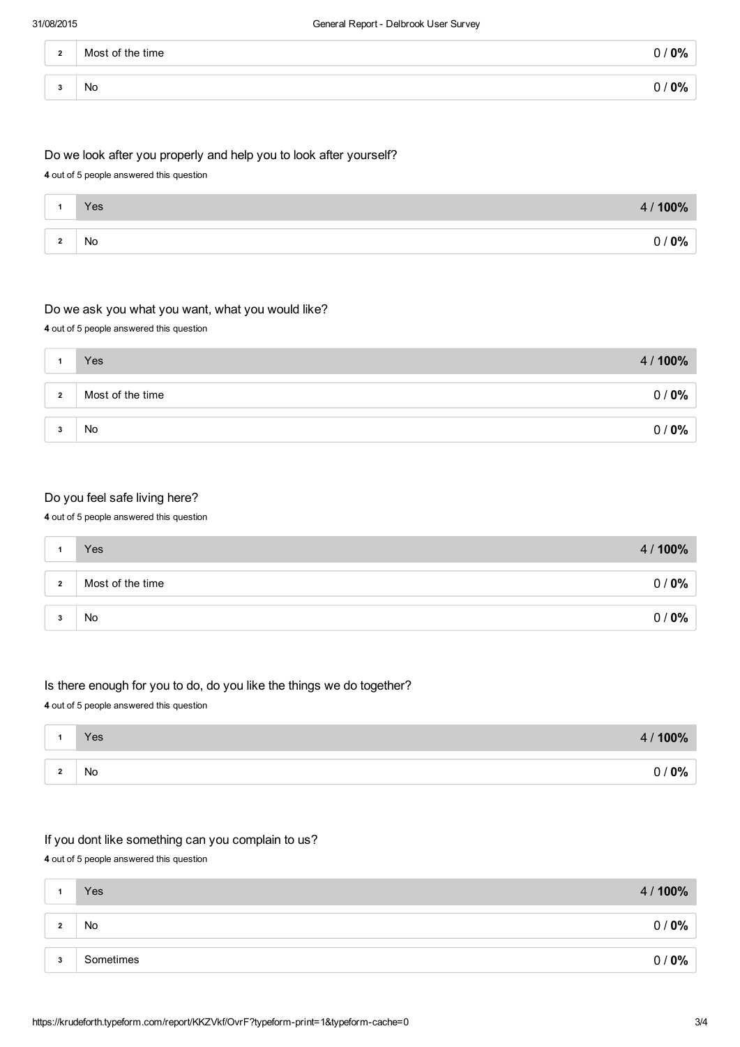| | | |
|---|---|---|
| 2 | Most of the time | 0 / **0%** |
| 3 | No | 0 / **0%** |

### Do we look after you properly and help you to look after yourself?

**4** out of 5 people answered this question

| | | |
|---|---|---|
| 1 | Yes | 4 / **100%** |
| 2 | No | 0 / **0%** |

### Do we ask you what you want, what you would like?

**4** out of 5 people answered this question

| | | |
|---|---|---|
| 1 | Yes | 4 / **100%** |
| 2 | Most of the time | 0 / **0%** |
| 3 | No | 0 / **0%** |

### Do you feel safe living here?

**4** out of 5 people answered this question

| | | |
|---|---|---|
| 1 | Yes | 4 / **100%** |
| 2 | Most of the time | 0 / **0%** |
| 3 | No | 0 / **0%** |

### Is there enough for you to do, do you like the things we do together?

**4** out of 5 people answered this question

| | | |
|---|---|---|
| 1 | Yes | 4 / **100%** |
| 2 | No | 0 / **0%** |

### If you dont like something can you complain to us?

**4** out of 5 people answered this question

| | | |
|---|---|---|
| 1 | Yes | 4 / **100%** |
| 2 | No | 0 / **0%** |
| 3 | Sometimes | 0 / **0%** |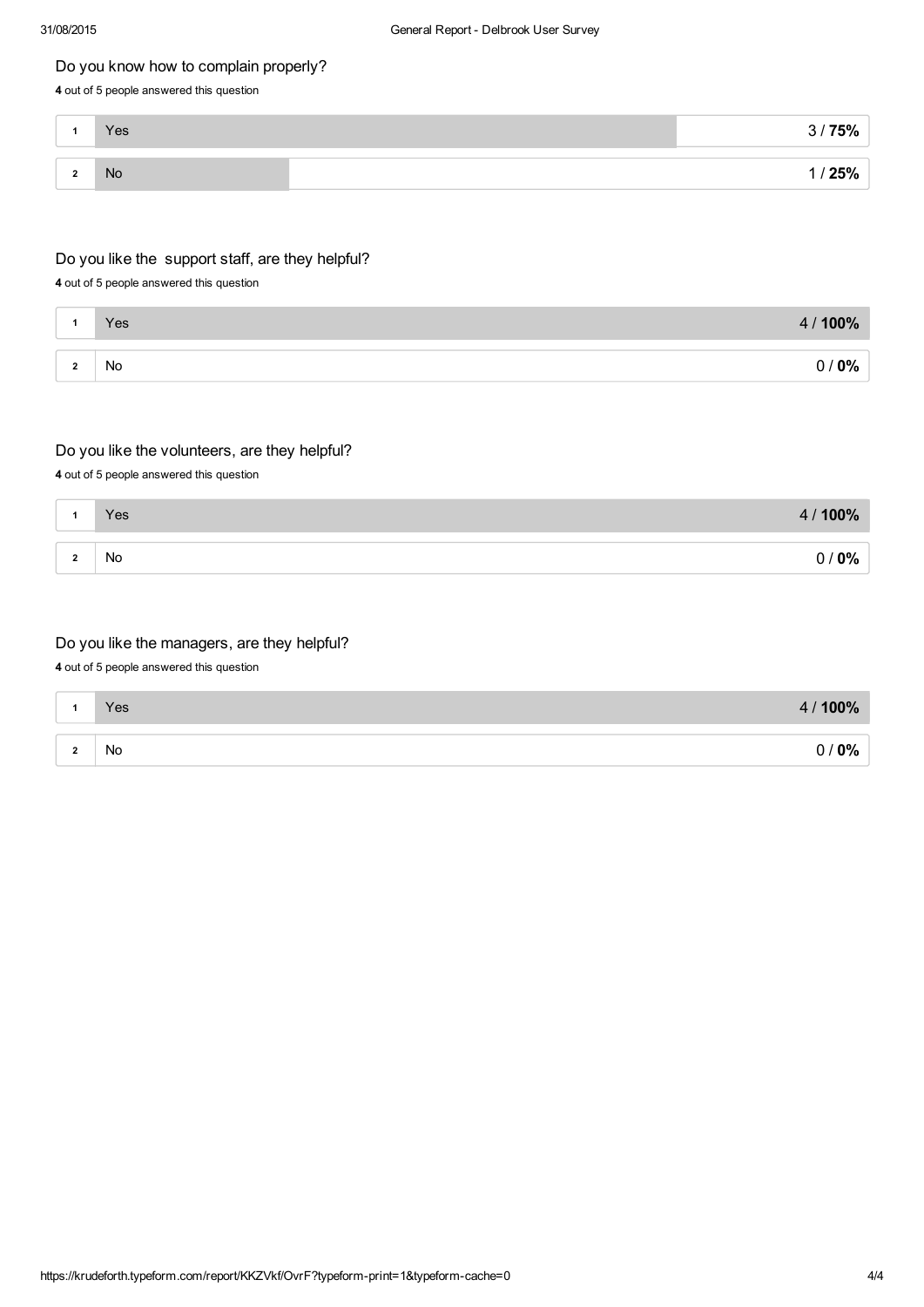### Do you know how to complain properly?

**4** out of 5 people answered this question

| # | Answer | Count / % |
|---|---|---|
| 1 | Yes | 3 / **75%** |
| 2 | No | 1 / **25%** |

### Do you like the support staff, are they helpful?

**4** out of 5 people answered this question

| # | Answer | Count / % |
|---|---|---|
| 1 | Yes | 4 / **100%** |
| 2 | No | 0 / **0%** |

### Do you like the volunteers, are they helpful?

**4** out of 5 people answered this question

| # | Answer | Count / % |
|---|---|---|
| 1 | Yes | 4 / **100%** |
| 2 | No | 0 / **0%** |

### Do you like the managers, are they helpful?

**4** out of 5 people answered this question

| # | Answer | Count / % |
|---|---|---|
| 1 | Yes | 4 / **100%** |
| 2 | No | 0 / **0%** |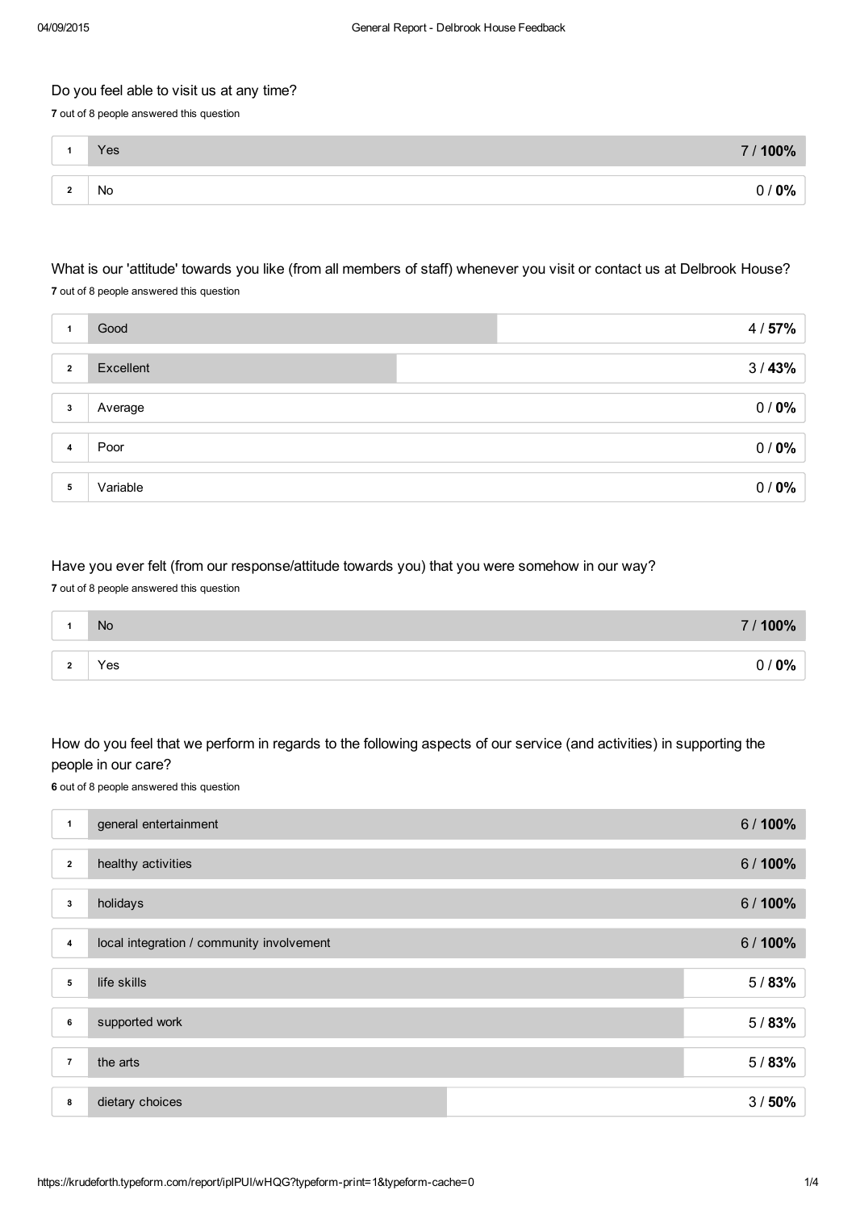## Do you feel able to visit us at any time?

**7** out of 8 people answered this question

| # | Answer | Count / % |
|---|---|---|
| 1 | Yes | 7 / **100%** |
| 2 | No | 0 / **0%** |

## What is our 'attitude' towards you like (from all members of staff) whenever you visit or contact us at Delbrook House?

**7** out of 8 people answered this question

| # | Answer | Count / % |
|---|---|---|
| 1 | Good | 4 / **57%** |
| 2 | Excellent | 3 / **43%** |
| 3 | Average | 0 / **0%** |
| 4 | Poor | 0 / **0%** |
| 5 | Variable | 0 / **0%** |

## Have you ever felt (from our response/attitude towards you) that you were somehow in our way?

**7** out of 8 people answered this question

| # | Answer | Count / % |
|---|---|---|
| 1 | No | 7 / **100%** |
| 2 | Yes | 0 / **0%** |

## How do you feel that we perform in regards to the following aspects of our service (and activities) in supporting the people in our care?

**6** out of 8 people answered this question

| # | Answer | Count / % |
|---|---|---|
| 1 | general entertainment | 6 / **100%** |
| 2 | healthy activities | 6 / **100%** |
| 3 | holidays | 6 / **100%** |
| 4 | local integration / community involvement | 6 / **100%** |
| 5 | life skills | 5 / **83%** |
| 6 | supported work | 5 / **83%** |
| 7 | the arts | 5 / **83%** |
| 8 | dietary choices | 3 / **50%** |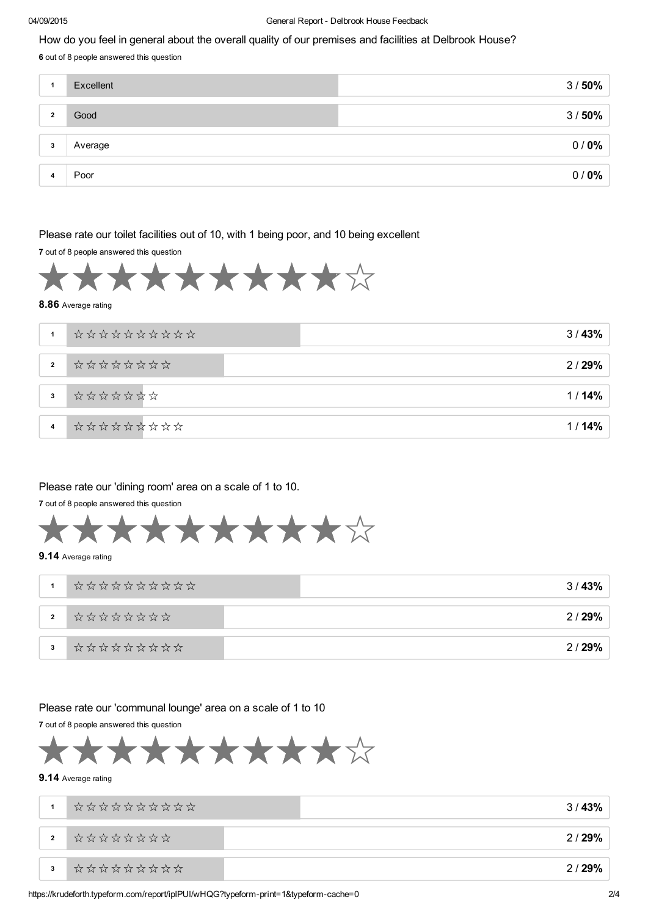How do you feel in general about the overall quality of our premises and facilities at Delbrook House?

**6** out of 8 people answered this question

| | | |
|---|---|---|
| 1 | Excellent | 3 / **50%** |
| 2 | Good | 3 / **50%** |
| 3 | Average | 0 / **0%** |
| 4 | Poor | 0 / **0%** |

Please rate our toilet facilities out of 10, with 1 being poor, and 10 being excellent

**7** out of 8 people answered this question

**8.86** Average rating

| | | |
|---|---|---|
| 1 | ☆☆☆☆☆☆☆☆☆☆ | 3 / **43%** |
| 2 | ☆☆☆☆☆☆☆☆ | 2 / **29%** |
| 3 | ☆☆☆☆☆☆☆ | 1 / **14%** |
| 4 | ☆☆☆☆☆☆☆☆☆ | 1 / **14%** |

Please rate our 'dining room' area on a scale of 1 to 10.

**7** out of 8 people answered this question

**9.14** Average rating

| | | |
|---|---|---|
| 1 | ☆☆☆☆☆☆☆☆☆☆ | 3 / **43%** |
| 2 | ☆☆☆☆☆☆☆☆ | 2 / **29%** |
| 3 | ☆☆☆☆☆☆☆☆☆ | 2 / **29%** |

Please rate our 'communal lounge' area on a scale of 1 to 10

**7** out of 8 people answered this question

**9.14** Average rating

| | | |
|---|---|---|
| 1 | ☆☆☆☆☆☆☆☆☆☆ | 3 / **43%** |
| 2 | ☆☆☆☆☆☆☆☆ | 2 / **29%** |
| 3 | ☆☆☆☆☆☆☆☆☆ | 2 / **29%** |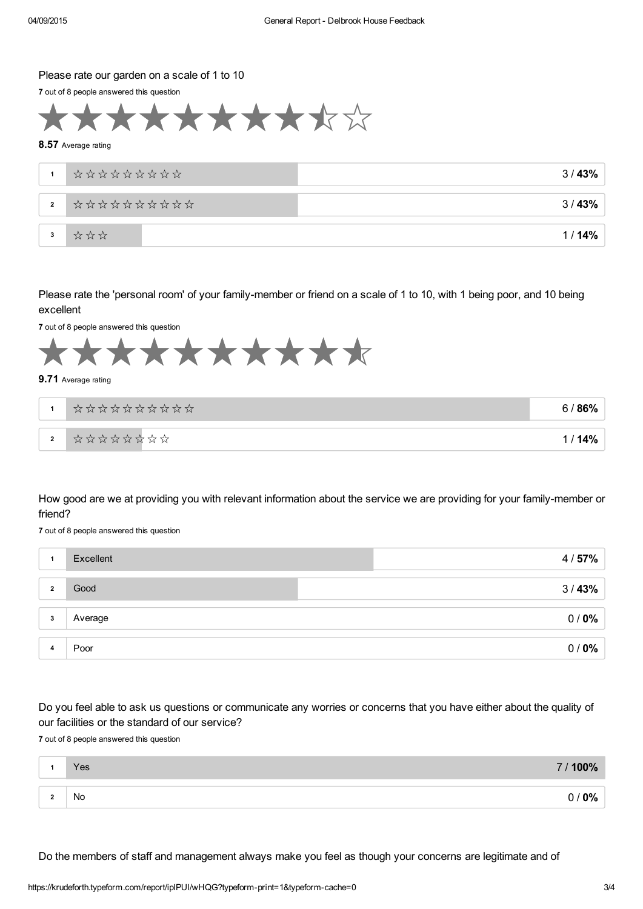Please rate our garden on a scale of 1 to 10

**7** out of 8 people answered this question

**8.57** Average rating

| | | |
|---|---|---|
| 1 | ☆☆☆☆☆☆☆☆☆ | 3 / **43%** |
| 2 | ☆☆☆☆☆☆☆☆☆☆ | 3 / **43%** |
| 3 | ☆☆☆ | 1 / **14%** |

Please rate the 'personal room' of your family-member or friend on a scale of 1 to 10, with 1 being poor, and 10 being excellent

**7** out of 8 people answered this question

**9.71** Average rating

| | | |
|---|---|---|
| 1 | ☆☆☆☆☆☆☆☆☆☆ | 6 / **86%** |
| 2 | ☆☆☆☆☆☆☆☆ | 1 / **14%** |

How good are we at providing you with relevant information about the service we are providing for your family-member or friend?

**7** out of 8 people answered this question

| | | |
|---|---|---|
| 1 | Excellent | 4 / **57%** |
| 2 | Good | 3 / **43%** |
| 3 | Average | 0 / **0%** |
| 4 | Poor | 0 / **0%** |

Do you feel able to ask us questions or communicate any worries or concerns that you have either about the quality of our facilities or the standard of our service?

**7** out of 8 people answered this question

| | | |
|---|---|---|
| 1 | Yes | 7 / **100%** |
| 2 | No | 0 / **0%** |

Do the members of staff and management always make you feel as though your concerns are legitimate and of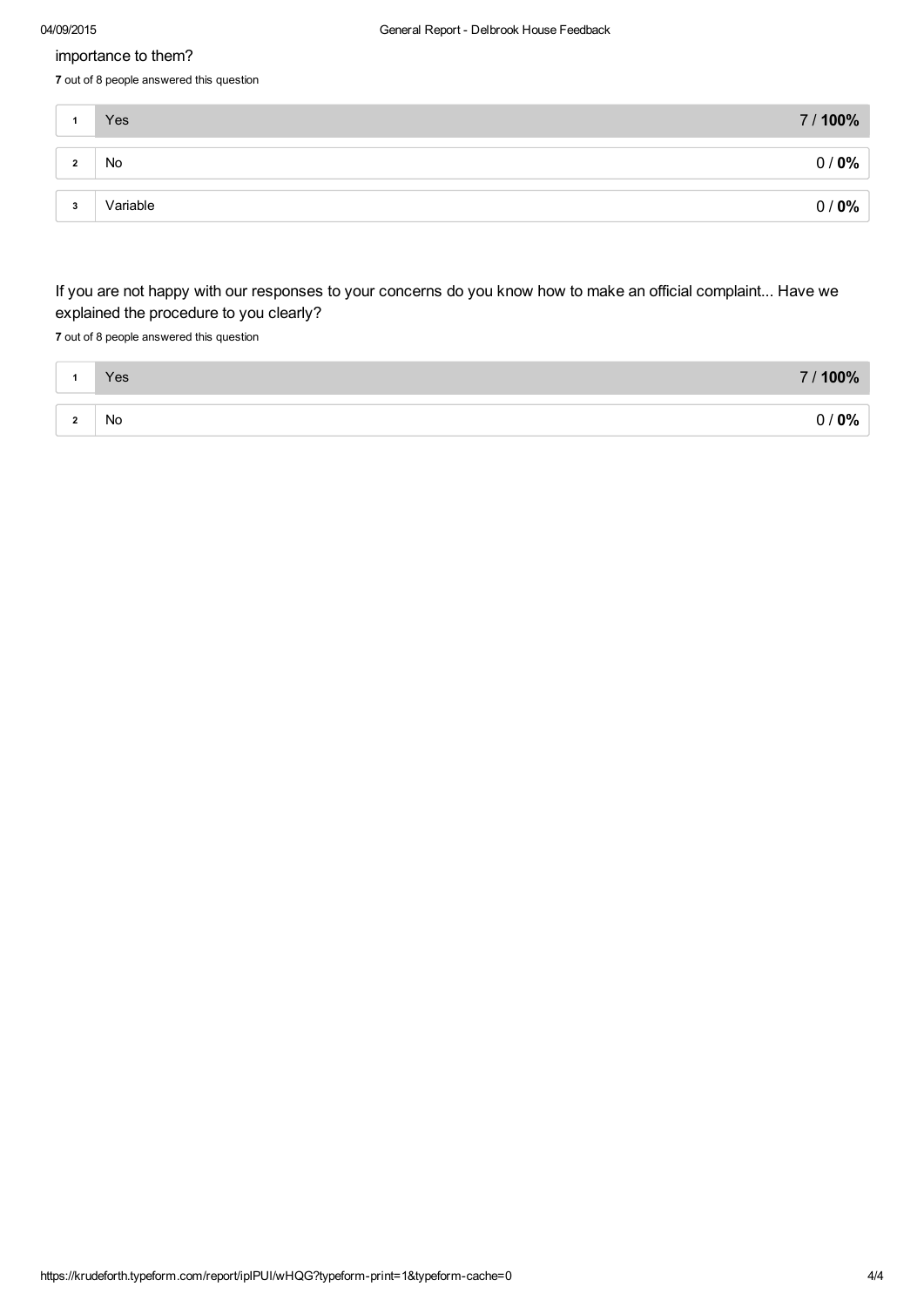importance to them?

**7** out of 8 people answered this question

| | | |
|---|---|---|
| 1 | Yes | 7 / **100%** |
| 2 | No | 0 / **0%** |
| 3 | Variable | 0 / **0%** |

## If you are not happy with our responses to your concerns do you know how to make an official complaint... Have we explained the procedure to you clearly?

**7** out of 8 people answered this question

| | | |
|---|---|---|
| 1 | Yes | 7 / **100%** |
| 2 | No | 0 / **0%** |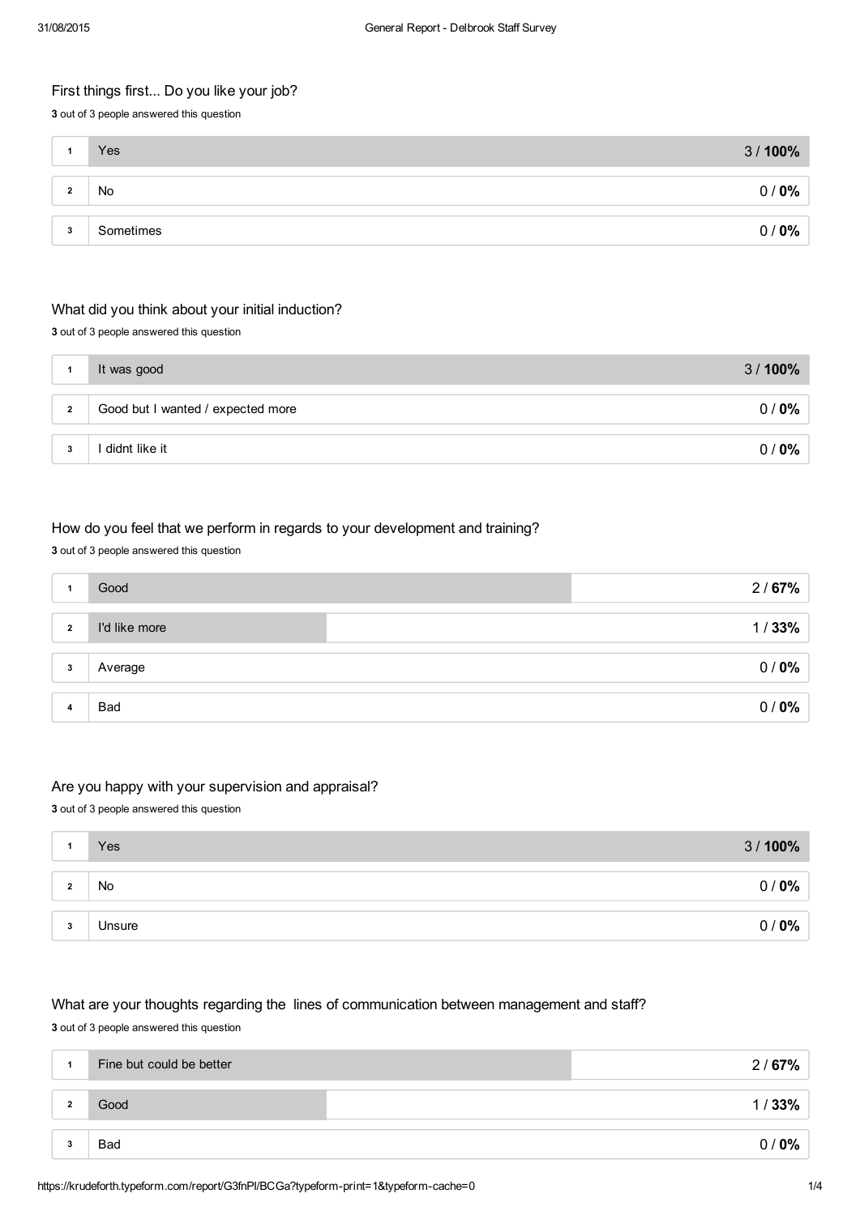### First things first... Do you like your job?

**3** out of 3 people answered this question

| # | Answer | Responses |
|---|---|---|
| 1 | Yes | 3 / **100%** |
| 2 | No | 0 / **0%** |
| 3 | Sometimes | 0 / **0%** |

### What did you think about your initial induction?

**3** out of 3 people answered this question

| # | Answer | Responses |
|---|---|---|
| 1 | It was good | 3 / **100%** |
| 2 | Good but I wanted / expected more | 0 / **0%** |
| 3 | I didnt like it | 0 / **0%** |

### How do you feel that we perform in regards to your development and training?

**3** out of 3 people answered this question

| # | Answer | Responses |
|---|---|---|
| 1 | Good | 2 / **67%** |
| 2 | I'd like more | 1 / **33%** |
| 3 | Average | 0 / **0%** |
| 4 | Bad | 0 / **0%** |

### Are you happy with your supervision and appraisal?

**3** out of 3 people answered this question

| # | Answer | Responses |
|---|---|---|
| 1 | Yes | 3 / **100%** |
| 2 | No | 0 / **0%** |
| 3 | Unsure | 0 / **0%** |

### What are your thoughts regarding the lines of communication between management and staff?

**3** out of 3 people answered this question

| # | Answer | Responses |
|---|---|---|
| 1 | Fine but could be better | 2 / **67%** |
| 2 | Good | 1 / **33%** |
| 3 | Bad | 0 / **0%** |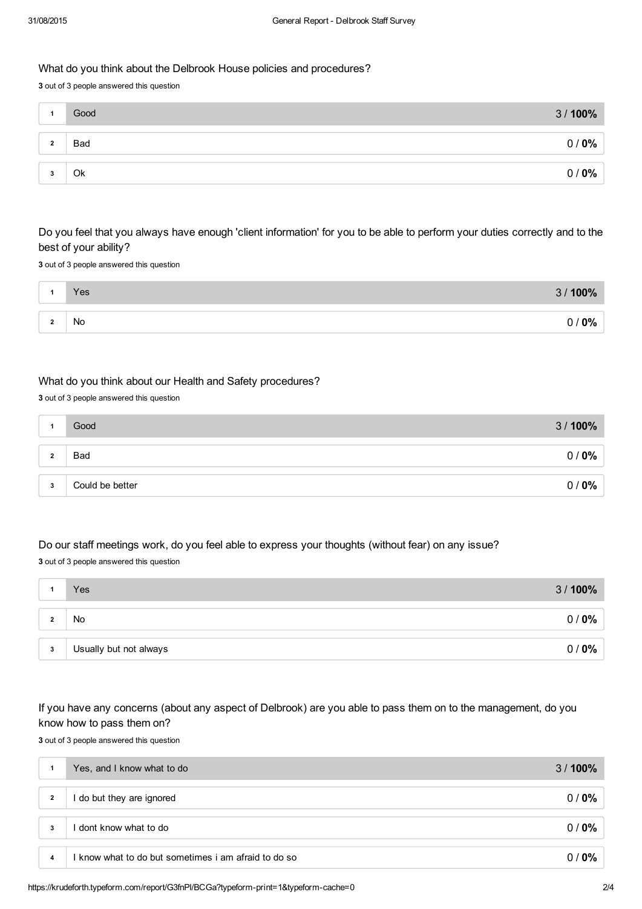### What do you think about the Delbrook House policies and procedures?

**3** out of 3 people answered this question

| # | Answer | Responses |
|---|---|---|
| 1 | Good | 3 / **100%** |
| 2 | Bad | 0 / **0%** |
| 3 | Ok | 0 / **0%** |

### Do you feel that you always have enough 'client information' for you to be able to perform your duties correctly and to the best of your ability?

**3** out of 3 people answered this question

| # | Answer | Responses |
|---|---|---|
| 1 | Yes | 3 / **100%** |
| 2 | No | 0 / **0%** |

### What do you think about our Health and Safety procedures?

**3** out of 3 people answered this question

| # | Answer | Responses |
|---|---|---|
| 1 | Good | 3 / **100%** |
| 2 | Bad | 0 / **0%** |
| 3 | Could be better | 0 / **0%** |

### Do our staff meetings work, do you feel able to express your thoughts (without fear) on any issue?

**3** out of 3 people answered this question

| # | Answer | Responses |
|---|---|---|
| 1 | Yes | 3 / **100%** |
| 2 | No | 0 / **0%** |
| 3 | Usually but not always | 0 / **0%** |

### If you have any concerns (about any aspect of Delbrook) are you able to pass them on to the management, do you know how to pass them on?

**3** out of 3 people answered this question

| # | Answer | Responses |
|---|---|---|
| 1 | Yes, and I know what to do | 3 / **100%** |
| 2 | I do but they are ignored | 0 / **0%** |
| 3 | I dont know what to do | 0 / **0%** |
| 4 | I know what to do but sometimes i am afraid to do so | 0 / **0%** |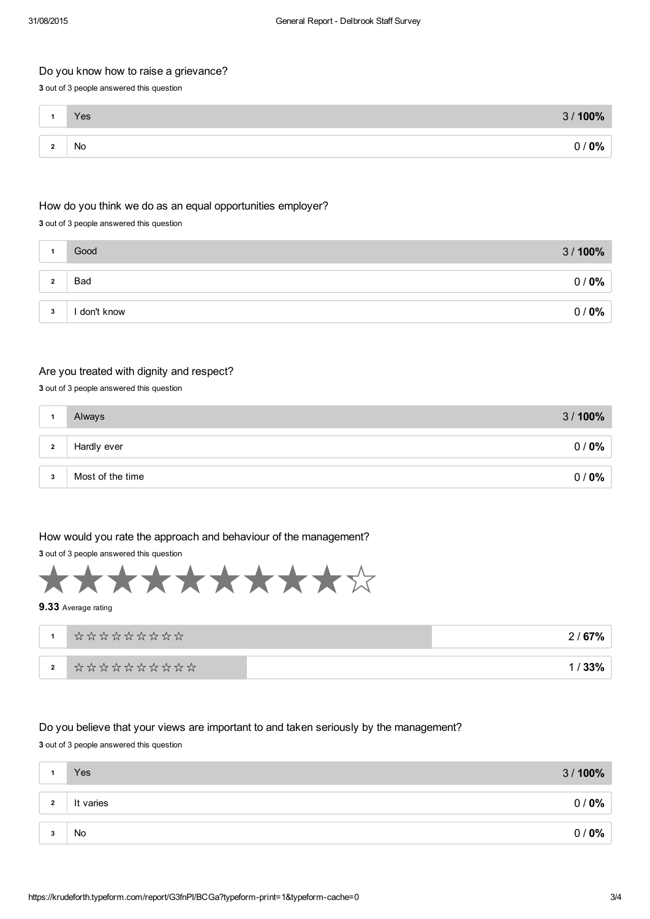### Do you know how to raise a grievance?

**3** out of 3 people answered this question

| # | Answer | Result |
|---|---|---|
| 1 | Yes | 3 / **100%** |
| 2 | No | 0 / **0%** |

### How do you think we do as an equal opportunities employer?

**3** out of 3 people answered this question

| # | Answer | Result |
|---|---|---|
| 1 | Good | 3 / **100%** |
| 2 | Bad | 0 / **0%** |
| 3 | I don't know | 0 / **0%** |

### Are you treated with dignity and respect?

**3** out of 3 people answered this question

| # | Answer | Result |
|---|---|---|
| 1 | Always | 3 / **100%** |
| 2 | Hardly ever | 0 / **0%** |
| 3 | Most of the time | 0 / **0%** |

### How would you rate the approach and behaviour of the management?

**3** out of 3 people answered this question

★★★★★★★★★☆

**9.33** Average rating

| # | Answer | Result |
|---|---|---|
| 1 | ☆☆☆☆☆☆☆☆☆ | 2 / **67%** |
| 2 | ☆☆☆☆☆☆☆☆☆☆ | 1 / **33%** |

### Do you believe that your views are important to and taken seriously by the management?

**3** out of 3 people answered this question

| # | Answer | Result |
|---|---|---|
| 1 | Yes | 3 / **100%** |
| 2 | It varies | 0 / **0%** |
| 3 | No | 0 / **0%** |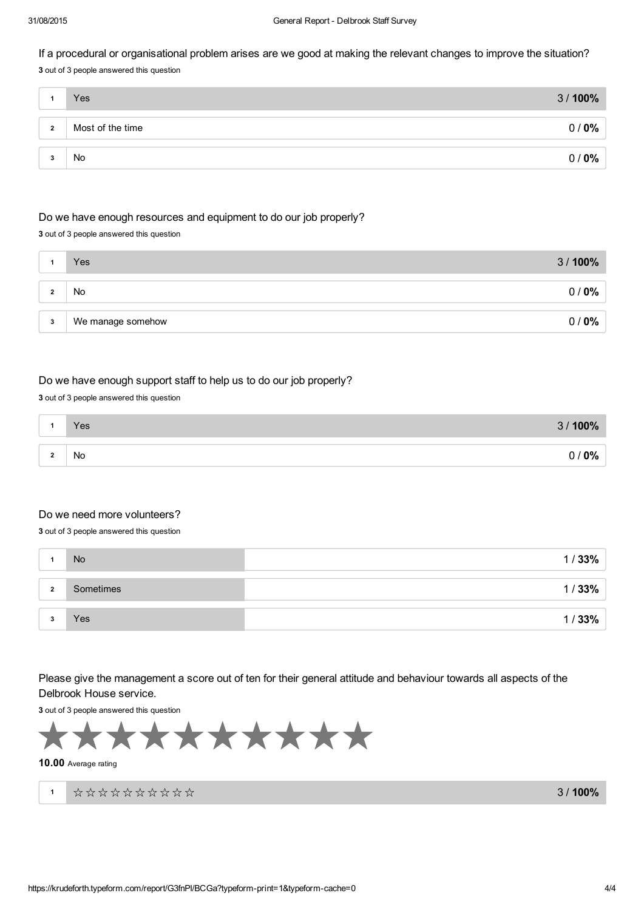If a procedural or organisational problem arises are we good at making the relevant changes to improve the situation?

**3** out of 3 people answered this question

| | | |
|---|---|---|
| 1 | Yes | 3 / **100%** |
| 2 | Most of the time | 0 / **0%** |
| 3 | No | 0 / **0%** |

Do we have enough resources and equipment to do our job properly?

**3** out of 3 people answered this question

| | | |
|---|---|---|
| 1 | Yes | 3 / **100%** |
| 2 | No | 0 / **0%** |
| 3 | We manage somehow | 0 / **0%** |

Do we have enough support staff to help us to do our job properly?

**3** out of 3 people answered this question

| | | |
|---|---|---|
| 1 | Yes | 3 / **100%** |
| 2 | No | 0 / **0%** |

Do we need more volunteers?

**3** out of 3 people answered this question

| | | |
|---|---|---|
| 1 | No | 1 / **33%** |
| 2 | Sometimes | 1 / **33%** |
| 3 | Yes | 1 / **33%** |

Please give the management a score out of ten for their general attitude and behaviour towards all aspects of the Delbrook House service.

**3** out of 3 people answered this question

★★★★★★★★★★

**10.00** Average rating

| | | |
|---|---|---|
| 1 | ☆☆☆☆☆☆☆☆☆☆ | 3 / **100%** |